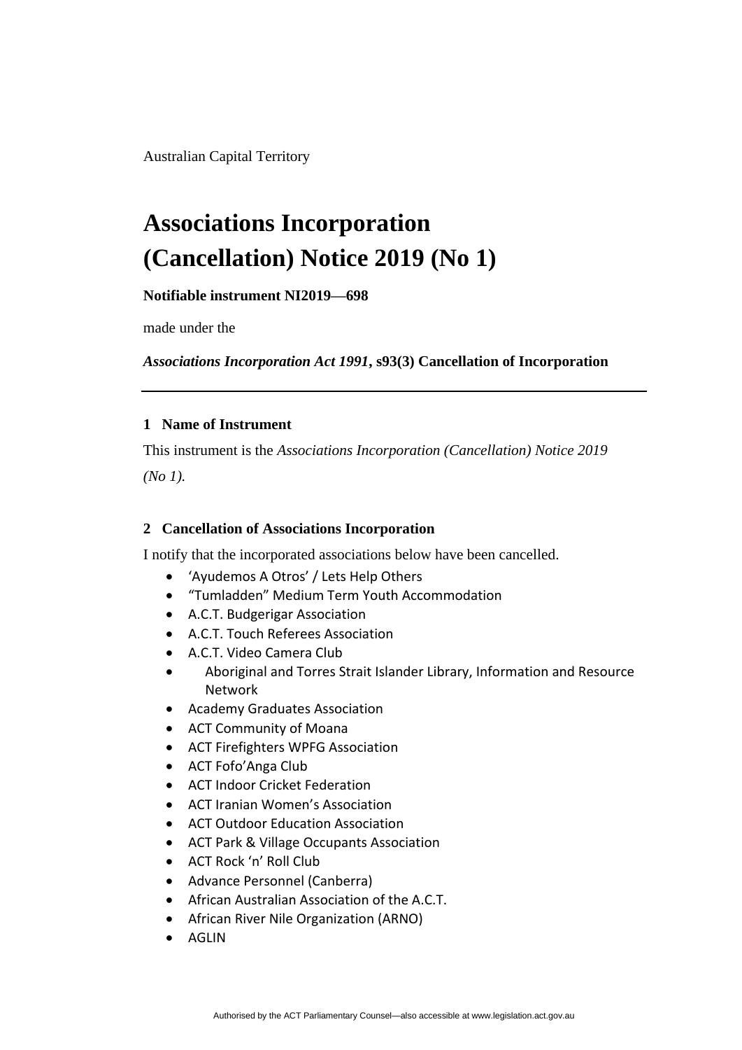Australian Capital Territory

# Associations Incorporation (Cancellation) Notice 2019 (No 1)

**Notifiable instrument NI2019—698**

made under the

***Associations Incorporation Act 1991*, s93(3) Cancellation of Incorporation**

---

### 1 Name of Instrument

This instrument is the *Associations Incorporation (Cancellation) Notice 2019 (No 1).*

### 2 Cancellation of Associations Incorporation

I notify that the incorporated associations below have been cancelled.

- 'Ayudemos A Otros' / Lets Help Others
- "Tumladden" Medium Term Youth Accommodation
- A.C.T. Budgerigar Association
- A.C.T. Touch Referees Association
- A.C.T. Video Camera Club
- Aboriginal and Torres Strait Islander Library, Information and Resource Network
- Academy Graduates Association
- ACT Community of Moana
- ACT Firefighters WPFG Association
- ACT Fofo'Anga Club
- ACT Indoor Cricket Federation
- ACT Iranian Women's Association
- ACT Outdoor Education Association
- ACT Park & Village Occupants Association
- ACT Rock 'n' Roll Club
- Advance Personnel (Canberra)
- African Australian Association of the A.C.T.
- African River Nile Organization (ARNO)
- AGLIN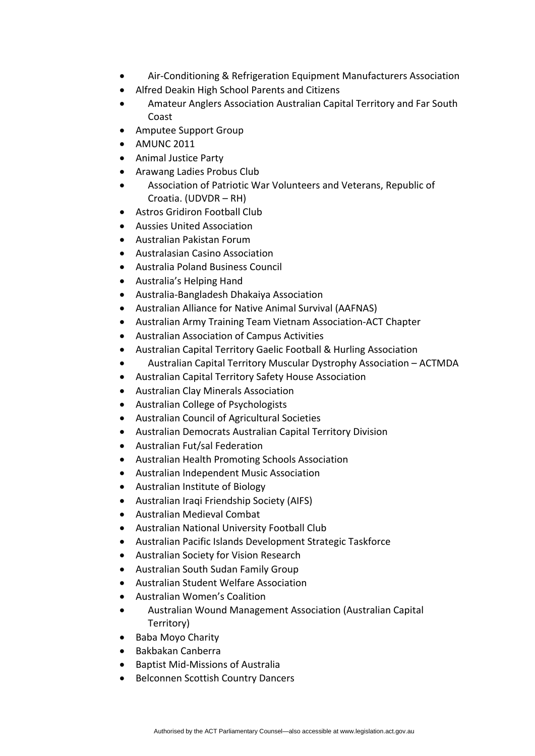- Air-Conditioning & Refrigeration Equipment Manufacturers Association
- Alfred Deakin High School Parents and Citizens
- Amateur Anglers Association Australian Capital Territory and Far South Coast
- Amputee Support Group
- AMUNC 2011
- Animal Justice Party
- Arawang Ladies Probus Club
- Association of Patriotic War Volunteers and Veterans, Republic of Croatia. (UDVDR – RH)
- Astros Gridiron Football Club
- Aussies United Association
- Australian Pakistan Forum
- Australasian Casino Association
- Australia Poland Business Council
- Australia's Helping Hand
- Australia-Bangladesh Dhakaiya Association
- Australian Alliance for Native Animal Survival (AAFNAS)
- Australian Army Training Team Vietnam Association-ACT Chapter
- Australian Association of Campus Activities
- Australian Capital Territory Gaelic Football & Hurling Association
- Australian Capital Territory Muscular Dystrophy Association – ACTMDA
- Australian Capital Territory Safety House Association
- Australian Clay Minerals Association
- Australian College of Psychologists
- Australian Council of Agricultural Societies
- Australian Democrats Australian Capital Territory Division
- Australian Fut/sal Federation
- Australian Health Promoting Schools Association
- Australian Independent Music Association
- Australian Institute of Biology
- Australian Iraqi Friendship Society (AIFS)
- Australian Medieval Combat
- Australian National University Football Club
- Australian Pacific Islands Development Strategic Taskforce
- Australian Society for Vision Research
- Australian South Sudan Family Group
- Australian Student Welfare Association
- Australian Women's Coalition
- Australian Wound Management Association (Australian Capital Territory)
- Baba Moyo Charity
- Bakbakan Canberra
- Baptist Mid-Missions of Australia
- Belconnen Scottish Country Dancers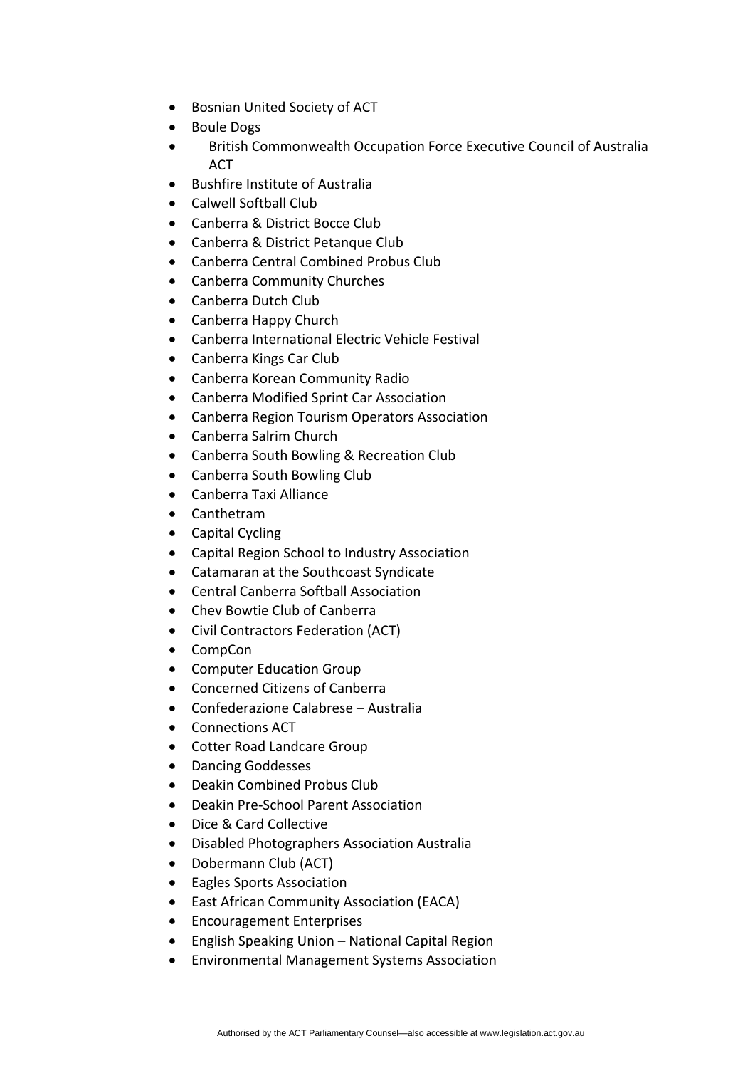- Bosnian United Society of ACT
- Boule Dogs
- British Commonwealth Occupation Force Executive Council of Australia ACT
- Bushfire Institute of Australia
- Calwell Softball Club
- Canberra & District Bocce Club
- Canberra & District Petanque Club
- Canberra Central Combined Probus Club
- Canberra Community Churches
- Canberra Dutch Club
- Canberra Happy Church
- Canberra International Electric Vehicle Festival
- Canberra Kings Car Club
- Canberra Korean Community Radio
- Canberra Modified Sprint Car Association
- Canberra Region Tourism Operators Association
- Canberra Salrim Church
- Canberra South Bowling & Recreation Club
- Canberra South Bowling Club
- Canberra Taxi Alliance
- Canthetram
- Capital Cycling
- Capital Region School to Industry Association
- Catamaran at the Southcoast Syndicate
- Central Canberra Softball Association
- Chev Bowtie Club of Canberra
- Civil Contractors Federation (ACT)
- CompCon
- Computer Education Group
- Concerned Citizens of Canberra
- Confederazione Calabrese – Australia
- Connections ACT
- Cotter Road Landcare Group
- Dancing Goddesses
- Deakin Combined Probus Club
- Deakin Pre-School Parent Association
- Dice & Card Collective
- Disabled Photographers Association Australia
- Dobermann Club (ACT)
- Eagles Sports Association
- East African Community Association (EACA)
- Encouragement Enterprises
- English Speaking Union – National Capital Region
- Environmental Management Systems Association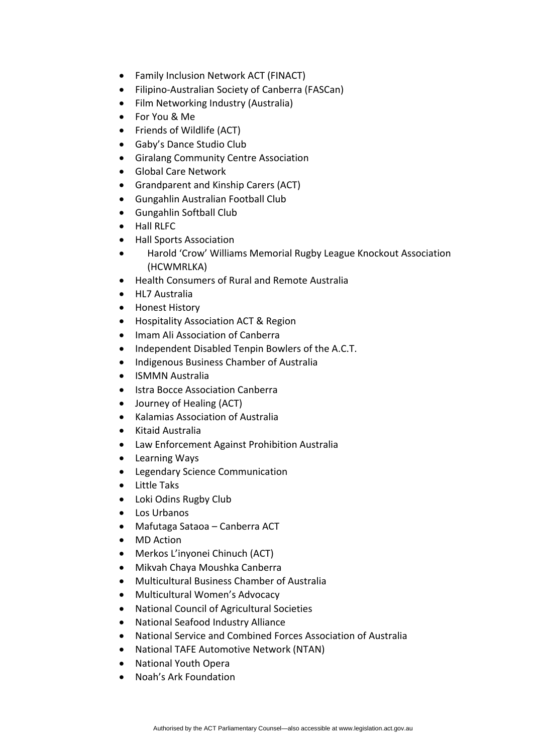- Family Inclusion Network ACT (FINACT)
- Filipino-Australian Society of Canberra (FASCan)
- Film Networking Industry (Australia)
- For You & Me
- Friends of Wildlife (ACT)
- Gaby's Dance Studio Club
- Giralang Community Centre Association
- Global Care Network
- Grandparent and Kinship Carers (ACT)
- Gungahlin Australian Football Club
- Gungahlin Softball Club
- Hall RLFC
- Hall Sports Association
- Harold 'Crow' Williams Memorial Rugby League Knockout Association (HCWMRLKA)
- Health Consumers of Rural and Remote Australia
- HL7 Australia
- Honest History
- Hospitality Association ACT & Region
- Imam Ali Association of Canberra
- Independent Disabled Tenpin Bowlers of the A.C.T.
- Indigenous Business Chamber of Australia
- ISMMN Australia
- Istra Bocce Association Canberra
- Journey of Healing (ACT)
- Kalamias Association of Australia
- Kitaid Australia
- Law Enforcement Against Prohibition Australia
- Learning Ways
- Legendary Science Communication
- Little Taks
- Loki Odins Rugby Club
- Los Urbanos
- Mafutaga Sataoa – Canberra ACT
- MD Action
- Merkos L'inyonei Chinuch (ACT)
- Mikvah Chaya Moushka Canberra
- Multicultural Business Chamber of Australia
- Multicultural Women's Advocacy
- National Council of Agricultural Societies
- National Seafood Industry Alliance
- National Service and Combined Forces Association of Australia
- National TAFE Automotive Network (NTAN)
- National Youth Opera
- Noah's Ark Foundation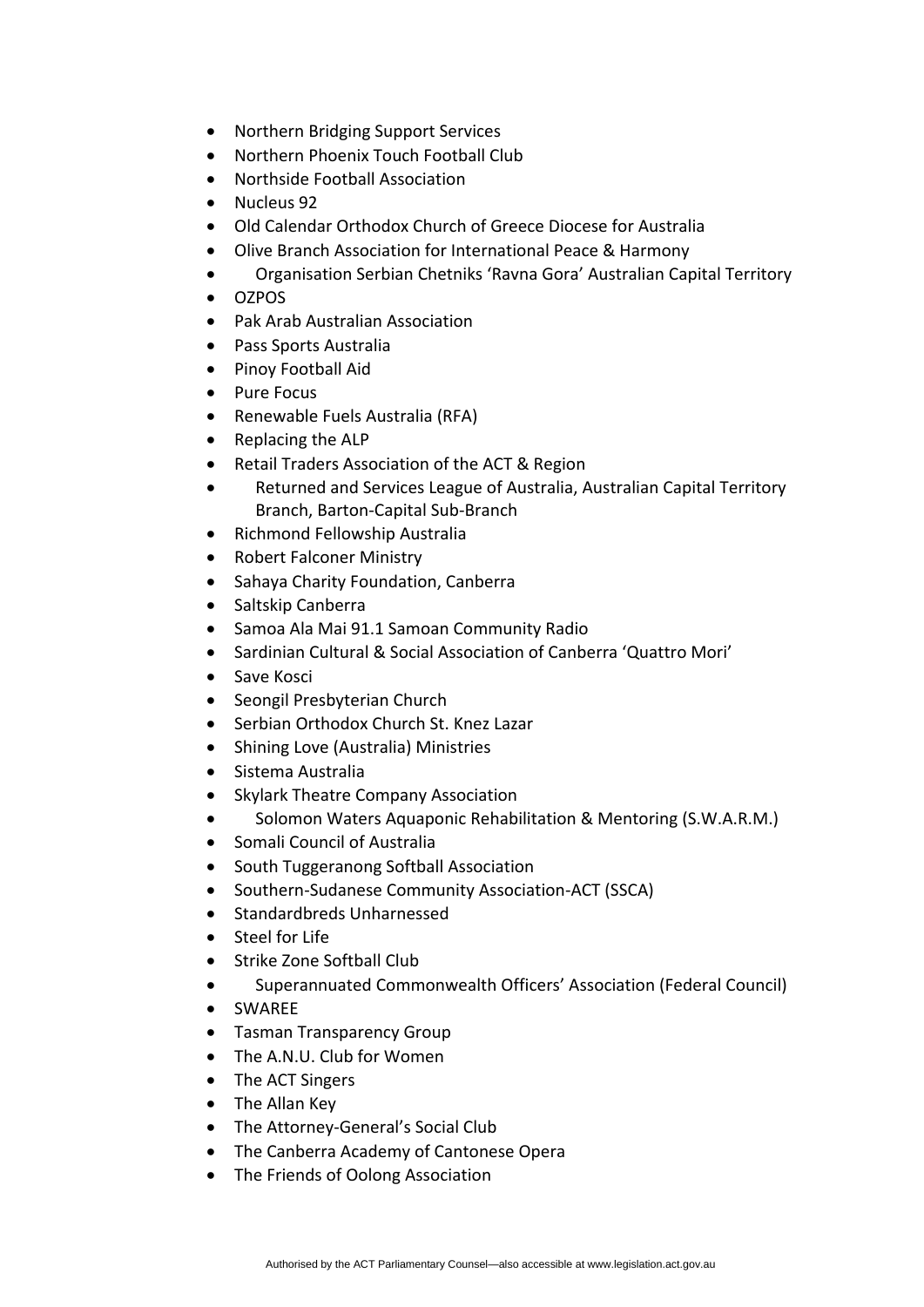- Northern Bridging Support Services
- Northern Phoenix Touch Football Club
- Northside Football Association
- Nucleus 92
- Old Calendar Orthodox Church of Greece Diocese for Australia
- Olive Branch Association for International Peace & Harmony
- Organisation Serbian Chetniks 'Ravna Gora' Australian Capital Territory
- OZPOS
- Pak Arab Australian Association
- Pass Sports Australia
- Pinoy Football Aid
- Pure Focus
- Renewable Fuels Australia (RFA)
- Replacing the ALP
- Retail Traders Association of the ACT & Region
- Returned and Services League of Australia, Australian Capital Territory Branch, Barton-Capital Sub-Branch
- Richmond Fellowship Australia
- Robert Falconer Ministry
- Sahaya Charity Foundation, Canberra
- Saltskip Canberra
- Samoa Ala Mai 91.1 Samoan Community Radio
- Sardinian Cultural & Social Association of Canberra 'Quattro Mori'
- Save Kosci
- Seongil Presbyterian Church
- Serbian Orthodox Church St. Knez Lazar
- Shining Love (Australia) Ministries
- Sistema Australia
- Skylark Theatre Company Association
- Solomon Waters Aquaponic Rehabilitation & Mentoring (S.W.A.R.M.)
- Somali Council of Australia
- South Tuggeranong Softball Association
- Southern-Sudanese Community Association-ACT (SSCA)
- Standardbreds Unharnessed
- Steel for Life
- Strike Zone Softball Club
- Superannuated Commonwealth Officers' Association (Federal Council)
- SWAREE
- Tasman Transparency Group
- The A.N.U. Club for Women
- The ACT Singers
- The Allan Key
- The Attorney-General's Social Club
- The Canberra Academy of Cantonese Opera
- The Friends of Oolong Association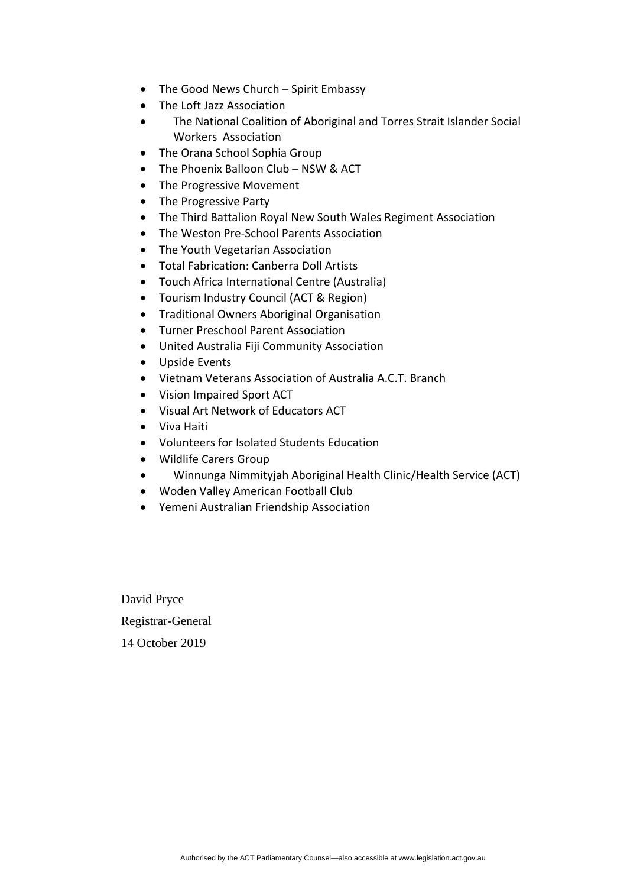- The Good News Church – Spirit Embassy
- The Loft Jazz Association
- The National Coalition of Aboriginal and Torres Strait Islander Social Workers Association
- The Orana School Sophia Group
- The Phoenix Balloon Club – NSW & ACT
- The Progressive Movement
- The Progressive Party
- The Third Battalion Royal New South Wales Regiment Association
- The Weston Pre-School Parents Association
- The Youth Vegetarian Association
- Total Fabrication: Canberra Doll Artists
- Touch Africa International Centre (Australia)
- Tourism Industry Council (ACT & Region)
- Traditional Owners Aboriginal Organisation
- Turner Preschool Parent Association
- United Australia Fiji Community Association
- Upside Events
- Vietnam Veterans Association of Australia A.C.T. Branch
- Vision Impaired Sport ACT
- Visual Art Network of Educators ACT
- Viva Haiti
- Volunteers for Isolated Students Education
- Wildlife Carers Group
- Winnunga Nimmityjah Aboriginal Health Clinic/Health Service (ACT)
- Woden Valley American Football Club
- Yemeni Australian Friendship Association

David Pryce

Registrar-General

14 October 2019